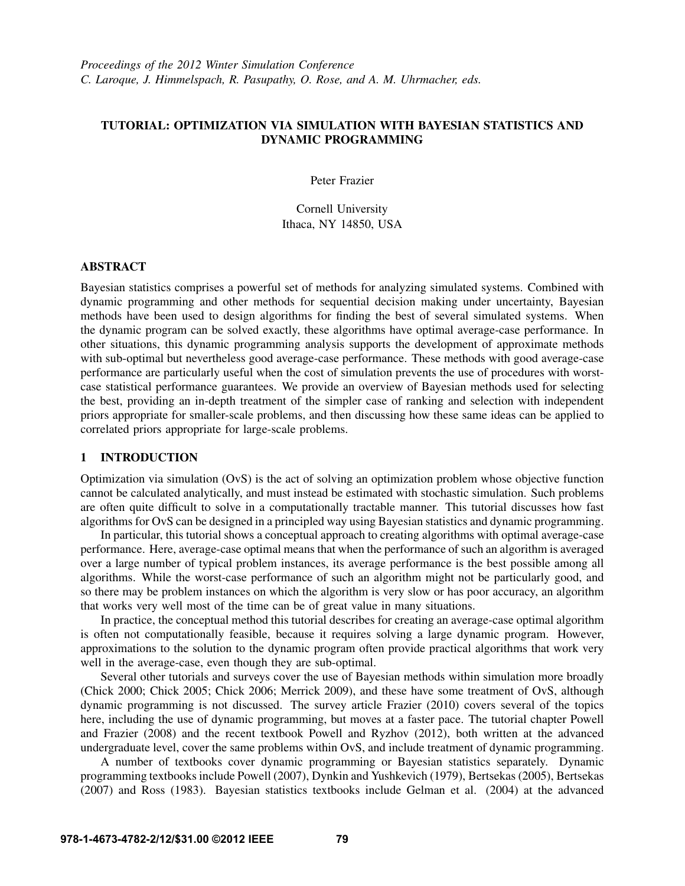*Proceedings of the 2012 Winter Simulation Conference*
*C. Laroque, J. Himmelspach, R. Pasupathy, O. Rose, and A. M. Uhrmacher, eds.*

# TUTORIAL: OPTIMIZATION VIA SIMULATION WITH BAYESIAN STATISTICS AND DYNAMIC PROGRAMMING

Peter Frazier

Cornell University
Ithaca, NY 14850, USA

## ABSTRACT

Bayesian statistics comprises a powerful set of methods for analyzing simulated systems. Combined with dynamic programming and other methods for sequential decision making under uncertainty, Bayesian methods have been used to design algorithms for finding the best of several simulated systems. When the dynamic program can be solved exactly, these algorithms have optimal average-case performance. In other situations, this dynamic programming analysis supports the development of approximate methods with sub-optimal but nevertheless good average-case performance. These methods with good average-case performance are particularly useful when the cost of simulation prevents the use of procedures with worst-case statistical performance guarantees. We provide an overview of Bayesian methods used for selecting the best, providing an in-depth treatment of the simpler case of ranking and selection with independent priors appropriate for smaller-scale problems, and then discussing how these same ideas can be applied to correlated priors appropriate for large-scale problems.

## 1 INTRODUCTION

Optimization via simulation (OvS) is the act of solving an optimization problem whose objective function cannot be calculated analytically, and must instead be estimated with stochastic simulation. Such problems are often quite difficult to solve in a computationally tractable manner. This tutorial discusses how fast algorithms for OvS can be designed in a principled way using Bayesian statistics and dynamic programming.

In particular, this tutorial shows a conceptual approach to creating algorithms with optimal average-case performance. Here, average-case optimal means that when the performance of such an algorithm is averaged over a large number of typical problem instances, its average performance is the best possible among all algorithms. While the worst-case performance of such an algorithm might not be particularly good, and so there may be problem instances on which the algorithm is very slow or has poor accuracy, an algorithm that works very well most of the time can be of great value in many situations.

In practice, the conceptual method this tutorial describes for creating an average-case optimal algorithm is often not computationally feasible, because it requires solving a large dynamic program. However, approximations to the solution to the dynamic program often provide practical algorithms that work very well in the average-case, even though they are sub-optimal.

Several other tutorials and surveys cover the use of Bayesian methods within simulation more broadly (Chick 2000; Chick 2005; Chick 2006; Merrick 2009), and these have some treatment of OvS, although dynamic programming is not discussed. The survey article Frazier (2010) covers several of the topics here, including the use of dynamic programming, but moves at a faster pace. The tutorial chapter Powell and Frazier (2008) and the recent textbook Powell and Ryzhov (2012), both written at the advanced undergraduate level, cover the same problems within OvS, and include treatment of dynamic programming.

A number of textbooks cover dynamic programming or Bayesian statistics separately. Dynamic programming textbooks include Powell (2007), Dynkin and Yushkevich (1979), Bertsekas (2005), Bertsekas (2007) and Ross (1983). Bayesian statistics textbooks include Gelman et al. (2004) at the advanced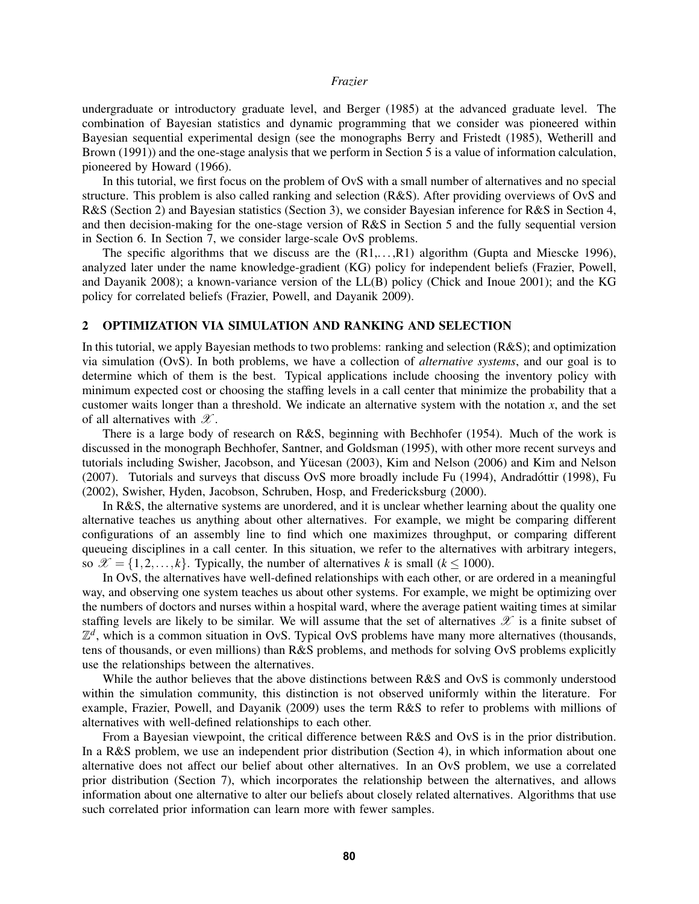undergraduate or introductory graduate level, and Berger (1985) at the advanced graduate level. The combination of Bayesian statistics and dynamic programming that we consider was pioneered within Bayesian sequential experimental design (see the monographs Berry and Fristedt (1985), Wetherill and Brown (1991)) and the one-stage analysis that we perform in Section 5 is a value of information calculation, pioneered by Howard (1966).

In this tutorial, we first focus on the problem of OvS with a small number of alternatives and no special structure. This problem is also called ranking and selection (R&S). After providing overviews of OvS and R&S (Section 2) and Bayesian statistics (Section 3), we consider Bayesian inference for R&S in Section 4, and then decision-making for the one-stage version of R&S in Section 5 and the fully sequential version in Section 6. In Section 7, we consider large-scale OvS problems.

The specific algorithms that we discuss are the (R1,...,R1) algorithm (Gupta and Miescke 1996), analyzed later under the name knowledge-gradient (KG) policy for independent beliefs (Frazier, Powell, and Dayanik 2008); a known-variance version of the LL(B) policy (Chick and Inoue 2001); and the KG policy for correlated beliefs (Frazier, Powell, and Dayanik 2009).

## 2 OPTIMIZATION VIA SIMULATION AND RANKING AND SELECTION

In this tutorial, we apply Bayesian methods to two problems: ranking and selection (R&S); and optimization via simulation (OvS). In both problems, we have a collection of *alternative systems*, and our goal is to determine which of them is the best. Typical applications include choosing the inventory policy with minimum expected cost or choosing the staffing levels in a call center that minimize the probability that a customer waits longer than a threshold. We indicate an alternative system with the notation $x$, and the set of all alternatives with $\mathscr{X}$.

There is a large body of research on R&S, beginning with Bechhofer (1954). Much of the work is discussed in the monograph Bechhofer, Santner, and Goldsman (1995), with other more recent surveys and tutorials including Swisher, Jacobson, and Yücesan (2003), Kim and Nelson (2006) and Kim and Nelson (2007). Tutorials and surveys that discuss OvS more broadly include Fu (1994), Andradóttir (1998), Fu (2002), Swisher, Hyden, Jacobson, Schruben, Hosp, and Fredericksburg (2000).

In R&S, the alternative systems are unordered, and it is unclear whether learning about the quality one alternative teaches us anything about other alternatives. For example, we might be comparing different configurations of an assembly line to find which one maximizes throughput, or comparing different queueing disciplines in a call center. In this situation, we refer to the alternatives with arbitrary integers, so $\mathscr{X} = \{1,2,\ldots,k\}$. Typically, the number of alternatives $k$ is small ($k \leq 1000$).

In OvS, the alternatives have well-defined relationships with each other, or are ordered in a meaningful way, and observing one system teaches us about other systems. For example, we might be optimizing over the numbers of doctors and nurses within a hospital ward, where the average patient waiting times at similar staffing levels are likely to be similar. We will assume that the set of alternatives $\mathscr{X}$ is a finite subset of $\mathbb{Z}^d$, which is a common situation in OvS. Typical OvS problems have many more alternatives (thousands, tens of thousands, or even millions) than R&S problems, and methods for solving OvS problems explicitly use the relationships between the alternatives.

While the author believes that the above distinctions between R&S and OvS is commonly understood within the simulation community, this distinction is not observed uniformly within the literature. For example, Frazier, Powell, and Dayanik (2009) uses the term R&S to refer to problems with millions of alternatives with well-defined relationships to each other.

From a Bayesian viewpoint, the critical difference between R&S and OvS is in the prior distribution. In a R&S problem, we use an independent prior distribution (Section 4), in which information about one alternative does not affect our belief about other alternatives. In an OvS problem, we use a correlated prior distribution (Section 7), which incorporates the relationship between the alternatives, and allows information about one alternative to alter our beliefs about closely related alternatives. Algorithms that use such correlated prior information can learn more with fewer samples.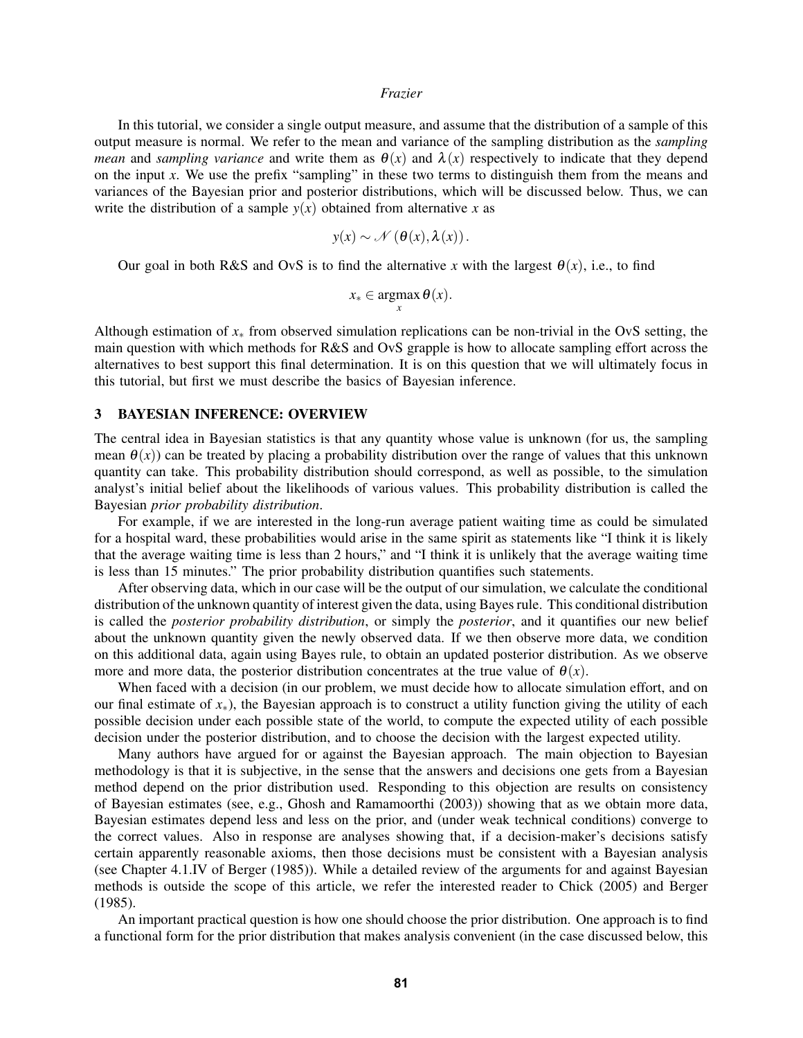In this tutorial, we consider a single output measure, and assume that the distribution of a sample of this output measure is normal. We refer to the mean and variance of the sampling distribution as the *sampling mean* and *sampling variance* and write them as $\theta(x)$ and $\lambda(x)$ respectively to indicate that they depend on the input $x$. We use the prefix "sampling" in these two terms to distinguish them from the means and variances of the Bayesian prior and posterior distributions, which will be discussed below. Thus, we can write the distribution of a sample $y(x)$ obtained from alternative $x$ as

$$y(x) \sim \mathcal{N}\left(\theta(x), \lambda(x)\right).$$

Our goal in both R&S and OvS is to find the alternative $x$ with the largest $\theta(x)$, i.e., to find

$$x_* \in \operatorname*{argmax}_x \theta(x).$$

Although estimation of $x_*$ from observed simulation replications can be non-trivial in the OvS setting, the main question with which methods for R&S and OvS grapple is how to allocate sampling effort across the alternatives to best support this final determination. It is on this question that we will ultimately focus in this tutorial, but first we must describe the basics of Bayesian inference.

## 3 BAYESIAN INFERENCE: OVERVIEW

The central idea in Bayesian statistics is that any quantity whose value is unknown (for us, the sampling mean $\theta(x)$) can be treated by placing a probability distribution over the range of values that this unknown quantity can take. This probability distribution should correspond, as well as possible, to the simulation analyst's initial belief about the likelihoods of various values. This probability distribution is called the Bayesian *prior probability distribution*.

For example, if we are interested in the long-run average patient waiting time as could be simulated for a hospital ward, these probabilities would arise in the same spirit as statements like "I think it is likely that the average waiting time is less than 2 hours," and "I think it is unlikely that the average waiting time is less than 15 minutes." The prior probability distribution quantifies such statements.

After observing data, which in our case will be the output of our simulation, we calculate the conditional distribution of the unknown quantity of interest given the data, using Bayes rule. This conditional distribution is called the *posterior probability distribution*, or simply the *posterior*, and it quantifies our new belief about the unknown quantity given the newly observed data. If we then observe more data, we condition on this additional data, again using Bayes rule, to obtain an updated posterior distribution. As we observe more and more data, the posterior distribution concentrates at the true value of $\theta(x)$.

When faced with a decision (in our problem, we must decide how to allocate simulation effort, and on our final estimate of $x_*$), the Bayesian approach is to construct a utility function giving the utility of each possible decision under each possible state of the world, to compute the expected utility of each possible decision under the posterior distribution, and to choose the decision with the largest expected utility.

Many authors have argued for or against the Bayesian approach. The main objection to Bayesian methodology is that it is subjective, in the sense that the answers and decisions one gets from a Bayesian method depend on the prior distribution used. Responding to this objection are results on consistency of Bayesian estimates (see, e.g., Ghosh and Ramamoorthi (2003)) showing that as we obtain more data, Bayesian estimates depend less and less on the prior, and (under weak technical conditions) converge to the correct values. Also in response are analyses showing that, if a decision-maker's decisions satisfy certain apparently reasonable axioms, then those decisions must be consistent with a Bayesian analysis (see Chapter 4.1.IV of Berger (1985)). While a detailed review of the arguments for and against Bayesian methods is outside the scope of this article, we refer the interested reader to Chick (2005) and Berger (1985).

An important practical question is how one should choose the prior distribution. One approach is to find a functional form for the prior distribution that makes analysis convenient (in the case discussed below, this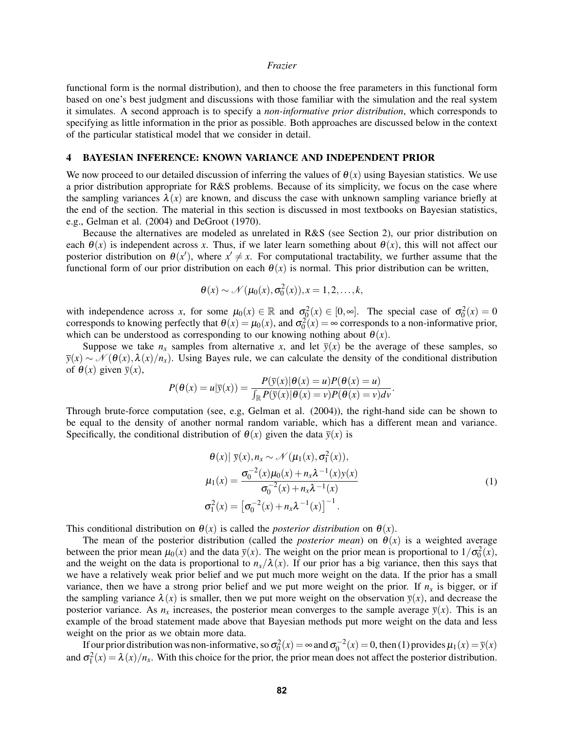functional form is the normal distribution), and then to choose the free parameters in this functional form based on one's best judgment and discussions with those familiar with the simulation and the real system it simulates. A second approach is to specify a *non-informative prior distribution*, which corresponds to specifying as little information in the prior as possible. Both approaches are discussed below in the context of the particular statistical model that we consider in detail.

## 4 BAYESIAN INFERENCE: KNOWN VARIANCE AND INDEPENDENT PRIOR

We now proceed to our detailed discussion of inferring the values of $\theta(x)$ using Bayesian statistics. We use a prior distribution appropriate for R&S problems. Because of its simplicity, we focus on the case where the sampling variances $\lambda(x)$ are known, and discuss the case with unknown sampling variance briefly at the end of the section. The material in this section is discussed in most textbooks on Bayesian statistics, e.g., Gelman et al. (2004) and DeGroot (1970).

Because the alternatives are modeled as unrelated in R&S (see Section 2), our prior distribution on each $\theta(x)$ is independent across $x$. Thus, if we later learn something about $\theta(x)$, this will not affect our posterior distribution on $\theta(x')$, where $x' \neq x$. For computational tractability, we further assume that the functional form of our prior distribution on each $\theta(x)$ is normal. This prior distribution can be written,

$$\theta(x) \sim \mathcal{N}(\mu_0(x), \sigma_0^2(x)), x = 1, 2, \ldots, k,$$

with independence across $x$, for some $\mu_0(x) \in \mathbb{R}$ and $\sigma_0^2(x) \in [0, \infty]$. The special case of $\sigma_0^2(x) = 0$ corresponds to knowing perfectly that $\theta(x) = \mu_0(x)$, and $\sigma_0^2(x) = \infty$ corresponds to a non-informative prior, which can be understood as corresponding to our knowing nothing about $\theta(x)$.

Suppose we take $n_x$ samples from alternative $x$, and let $\bar{y}(x)$ be the average of these samples, so $\bar{y}(x) \sim \mathcal{N}(\theta(x), \lambda(x)/n_x)$. Using Bayes rule, we can calculate the density of the conditional distribution of $\theta(x)$ given $\bar{y}(x)$,

$$P(\theta(x) = u | \bar{y}(x)) = \frac{P(\bar{y}(x) | \theta(x) = u) P(\theta(x) = u)}{\int_{\mathbb{R}} P(\bar{y}(x) | \theta(x) = v) P(\theta(x) = v) dv}.$$

Through brute-force computation (see, e.g, Gelman et al. (2004)), the right-hand side can be shown to be equal to the density of another normal random variable, which has a different mean and variance. Specifically, the conditional distribution of $\theta(x)$ given the data $\bar{y}(x)$ is

$$\begin{aligned}
\theta(x) |\ \bar{y}(x), n_x &\sim \mathcal{N}(\mu_1(x), \sigma_1^2(x)), \\
\mu_1(x) &= \frac{\sigma_0^{-2}(x)\mu_0(x) + n_x \lambda^{-1}(x) y(x)}{\sigma_0^{-2}(x) + n_x \lambda^{-1}(x)} \\
\sigma_1^2(x) &= \left[\sigma_0^{-2}(x) + n_x \lambda^{-1}(x)\right]^{-1}.
\end{aligned} \tag{1}$$

This conditional distribution on $\theta(x)$ is called the *posterior distribution* on $\theta(x)$.

The mean of the posterior distribution (called the *posterior mean*) on $\theta(x)$ is a weighted average between the prior mean $\mu_0(x)$ and the data $\bar{y}(x)$. The weight on the prior mean is proportional to $1/\sigma_0^2(x)$, and the weight on the data is proportional to $n_x/\lambda(x)$. If our prior has a big variance, then this says that we have a relatively weak prior belief and we put much more weight on the data. If the prior has a small variance, then we have a strong prior belief and we put more weight on the prior. If $n_x$ is bigger, or if the sampling variance $\lambda(x)$ is smaller, then we put more weight on the observation $\bar{y}(x)$, and decrease the posterior variance. As $n_x$ increases, the posterior mean converges to the sample average $\bar{y}(x)$. This is an example of the broad statement made above that Bayesian methods put more weight on the data and less weight on the prior as we obtain more data.

If our prior distribution was non-informative, so $\sigma_0^2(x) = \infty$ and $\sigma_0^{-2}(x) = 0$, then (1) provides $\mu_1(x) = \bar{y}(x)$ and $\sigma_1^2(x) = \lambda(x)/n_x$. With this choice for the prior, the prior mean does not affect the posterior distribution.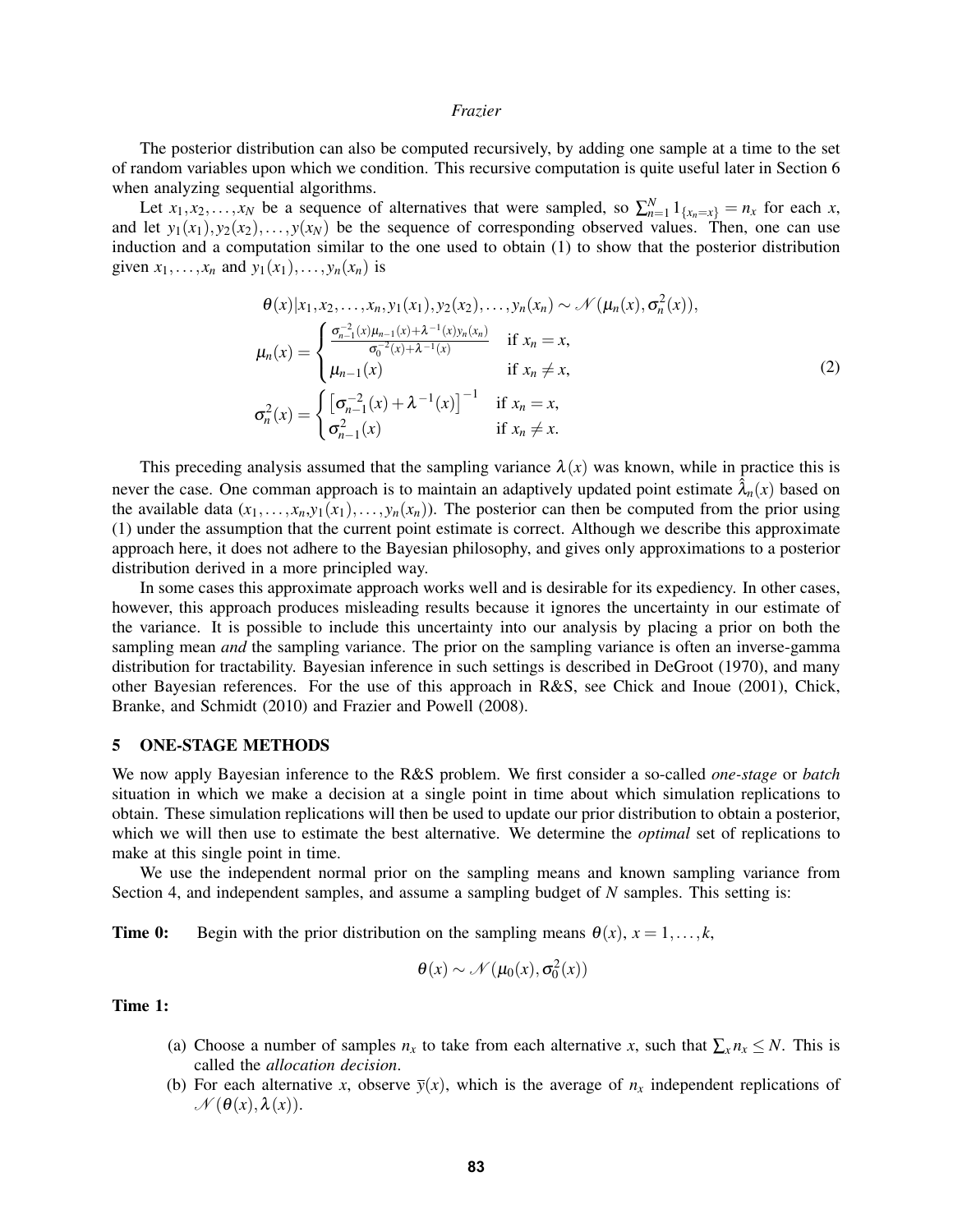The posterior distribution can also be computed recursively, by adding one sample at a time to the set of random variables upon which we condition. This recursive computation is quite useful later in Section 6 when analyzing sequential algorithms.

Let $x_1, x_2, \ldots, x_N$ be a sequence of alternatives that were sampled, so $\sum_{n=1}^{N} 1_{\{x_n = x\}} = n_x$ for each $x$, and let $y_1(x_1), y_2(x_2), \ldots, y(x_N)$ be the sequence of corresponding observed values. Then, one can use induction and a computation similar to the one used to obtain (1) to show that the posterior distribution given $x_1, \ldots, x_n$ and $y_1(x_1), \ldots, y_n(x_n)$ is

$$
\begin{aligned}
\theta(x) | x_1, x_2, \ldots, x_n, y_1(x_1), y_2(x_2), \ldots, y_n(x_n) &\sim \mathcal{N}(\mu_n(x), \sigma_n^2(x)), \\
\mu_n(x) &= \begin{cases} \frac{\sigma_{n-1}^{-2}(x)\mu_{n-1}(x) + \lambda^{-1}(x) y_n(x_n)}{\sigma_0^{-2}(x) + \lambda^{-1}(x)} & \text{if } x_n = x, \\ \mu_{n-1}(x) & \text{if } x_n \neq x, \end{cases} \\
\sigma_n^2(x) &= \begin{cases} \left[\sigma_{n-1}^{-2}(x) + \lambda^{-1}(x)\right]^{-1} & \text{if } x_n = x, \\ \sigma_{n-1}^2(x) & \text{if } x_n \neq x. \end{cases}
\end{aligned}
\tag{2}
$$

This preceding analysis assumed that the sampling variance $\lambda(x)$ was known, while in practice this is never the case. One comman approach is to maintain an adaptively updated point estimate $\hat{\lambda}_n(x)$ based on the available data $(x_1, \ldots, x_n, y_1(x_1), \ldots, y_n(x_n))$. The posterior can then be computed from the prior using (1) under the assumption that the current point estimate is correct. Although we describe this approximate approach here, it does not adhere to the Bayesian philosophy, and gives only approximations to a posterior distribution derived in a more principled way.

In some cases this approximate approach works well and is desirable for its expediency. In other cases, however, this approach produces misleading results because it ignores the uncertainty in our estimate of the variance. It is possible to include this uncertainty into our analysis by placing a prior on both the sampling mean *and* the sampling variance. The prior on the sampling variance is often an inverse-gamma distribution for tractability. Bayesian inference in such settings is described in DeGroot (1970), and many other Bayesian references. For the use of this approach in R&S, see Chick and Inoue (2001), Chick, Branke, and Schmidt (2010) and Frazier and Powell (2008).

## 5 ONE-STAGE METHODS

We now apply Bayesian inference to the R&S problem. We first consider a so-called *one-stage* or *batch* situation in which we make a decision at a single point in time about which simulation replications to obtain. These simulation replications will then be used to update our prior distribution to obtain a posterior, which we will then use to estimate the best alternative. We determine the *optimal* set of replications to make at this single point in time.

We use the independent normal prior on the sampling means and known sampling variance from Section 4, and independent samples, and assume a sampling budget of $N$ samples. This setting is:

**Time 0:** Begin with the prior distribution on the sampling means $\theta(x)$, $x = 1, \ldots, k$,

$$\theta(x) \sim \mathcal{N}(\mu_0(x), \sigma_0^2(x))$$

**Time 1:**

(a) Choose a number of samples $n_x$ to take from each alternative $x$, such that $\sum_x n_x \leq N$. This is called the *allocation decision*.

(b) For each alternative $x$, observe $\bar{y}(x)$, which is the average of $n_x$ independent replications of $\mathcal{N}(\theta(x), \lambda(x))$.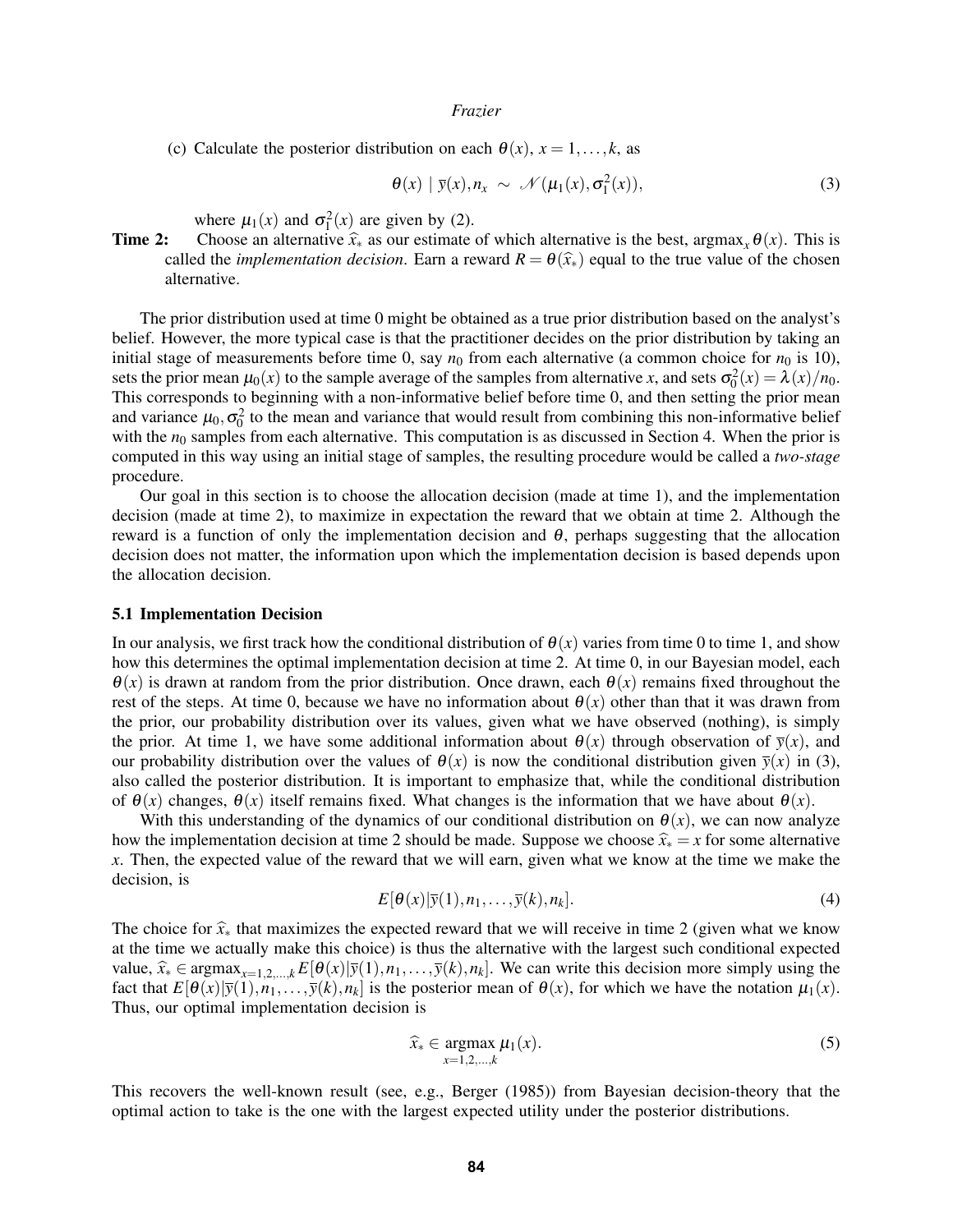(c) Calculate the posterior distribution on each $\theta(x)$, $x = 1, \ldots, k$, as

$$\theta(x) \mid \bar{y}(x), n_x \sim \mathcal{N}(\mu_1(x), \sigma_1^2(x)), \tag{3}$$

where $\mu_1(x)$ and $\sigma_1^2(x)$ are given by (2).

**Time 2:** Choose an alternative $\widehat{x}_*$ as our estimate of which alternative is the best, $\text{argmax}_x \theta(x)$. This is called the *implementation decision*. Earn a reward $R = \theta(\widehat{x}_*)$ equal to the true value of the chosen alternative.

The prior distribution used at time 0 might be obtained as a true prior distribution based on the analyst's belief. However, the more typical case is that the practitioner decides on the prior distribution by taking an initial stage of measurements before time 0, say $n_0$ from each alternative (a common choice for $n_0$ is 10), sets the prior mean $\mu_0(x)$ to the sample average of the samples from alternative $x$, and sets $\sigma_0^2(x) = \lambda(x)/n_0$. This corresponds to beginning with a non-informative belief before time 0, and then setting the prior mean and variance $\mu_0, \sigma_0^2$ to the mean and variance that would result from combining this non-informative belief with the $n_0$ samples from each alternative. This computation is as discussed in Section 4. When the prior is computed in this way using an initial stage of samples, the resulting procedure would be called a *two-stage* procedure.

Our goal in this section is to choose the allocation decision (made at time 1), and the implementation decision (made at time 2), to maximize in expectation the reward that we obtain at time 2. Although the reward is a function of only the implementation decision and $\theta$, perhaps suggesting that the allocation decision does not matter, the information upon which the implementation decision is based depends upon the allocation decision.

### 5.1 Implementation Decision

In our analysis, we first track how the conditional distribution of $\theta(x)$ varies from time 0 to time 1, and show how this determines the optimal implementation decision at time 2. At time 0, in our Bayesian model, each $\theta(x)$ is drawn at random from the prior distribution. Once drawn, each $\theta(x)$ remains fixed throughout the rest of the steps. At time 0, because we have no information about $\theta(x)$ other than that it was drawn from the prior, our probability distribution over its values, given what we have observed (nothing), is simply the prior. At time 1, we have some additional information about $\theta(x)$ through observation of $\bar{y}(x)$, and our probability distribution over the values of $\theta(x)$ is now the conditional distribution given $\bar{y}(x)$ in (3), also called the posterior distribution. It is important to emphasize that, while the conditional distribution of $\theta(x)$ changes, $\theta(x)$ itself remains fixed. What changes is the information that we have about $\theta(x)$.

With this understanding of the dynamics of our conditional distribution on $\theta(x)$, we can now analyze how the implementation decision at time 2 should be made. Suppose we choose $\widehat{x}_* = x$ for some alternative $x$. Then, the expected value of the reward that we will earn, given what we know at the time we make the decision, is

$$E[\theta(x)|\bar{y}(1), n_1, \ldots, \bar{y}(k), n_k]. \tag{4}$$

The choice for $\widehat{x}_*$ that maximizes the expected reward that we will receive in time 2 (given what we know at the time we actually make this choice) is thus the alternative with the largest such conditional expected value, $\widehat{x}_* \in \text{argmax}_{x=1,2,\ldots,k} E[\theta(x)|\bar{y}(1), n_1, \ldots, \bar{y}(k), n_k]$. We can write this decision more simply using the fact that $E[\theta(x)|\bar{y}(1), n_1, \ldots, \bar{y}(k), n_k]$ is the posterior mean of $\theta(x)$, for which we have the notation $\mu_1(x)$. Thus, our optimal implementation decision is

$$\widehat{x}_* \in \underset{x=1,2,\ldots,k}{\text{argmax}}\ \mu_1(x). \tag{5}$$

This recovers the well-known result (see, e.g., Berger (1985)) from Bayesian decision-theory that the optimal action to take is the one with the largest expected utility under the posterior distributions.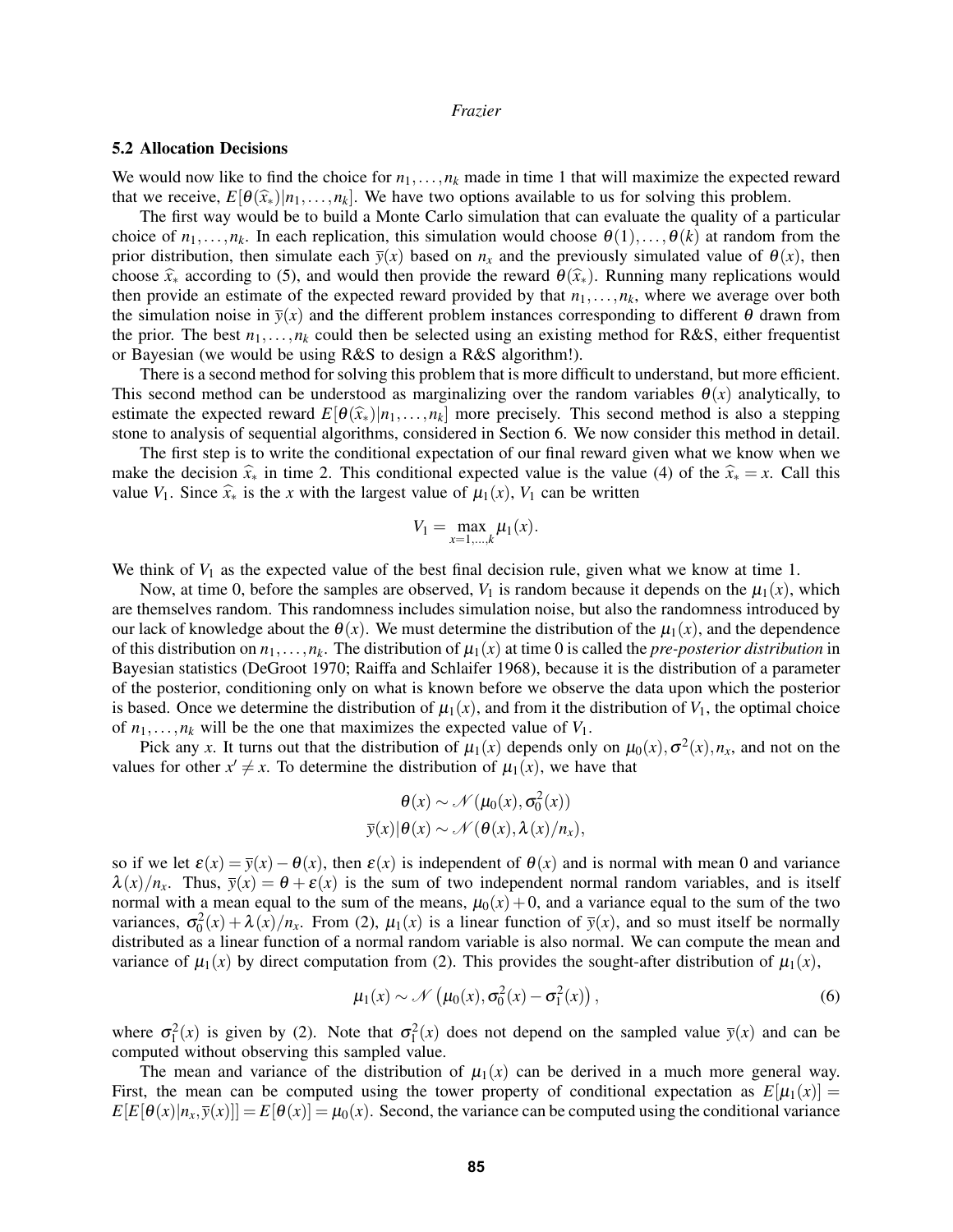### 5.2 Allocation Decisions

We would now like to find the choice for $n_1,\ldots,n_k$ made in time 1 that will maximize the expected reward that we receive, $E[\theta(\widehat{x}_*)|n_1,\ldots,n_k]$. We have two options available to us for solving this problem.

The first way would be to build a Monte Carlo simulation that can evaluate the quality of a particular choice of $n_1,\ldots,n_k$. In each replication, this simulation would choose $\theta(1),\ldots,\theta(k)$ at random from the prior distribution, then simulate each $\overline{y}(x)$ based on $n_x$ and the previously simulated value of $\theta(x)$, then choose $\widehat{x}_*$ according to (5), and would then provide the reward $\theta(\widehat{x}_*)$. Running many replications would then provide an estimate of the expected reward provided by that $n_1,\ldots,n_k$, where we average over both the simulation noise in $\overline{y}(x)$ and the different problem instances corresponding to different $\theta$ drawn from the prior. The best $n_1,\ldots,n_k$ could then be selected using an existing method for R&S, either frequentist or Bayesian (we would be using R&S to design a R&S algorithm!).

There is a second method for solving this problem that is more difficult to understand, but more efficient. This second method can be understood as marginalizing over the random variables $\theta(x)$ analytically, to estimate the expected reward $E[\theta(\widehat{x}_*)|n_1,\ldots,n_k]$ more precisely. This second method is also a stepping stone to analysis of sequential algorithms, considered in Section 6. We now consider this method in detail.

The first step is to write the conditional expectation of our final reward given what we know when we make the decision $\widehat{x}_*$ in time 2. This conditional expected value is the value (4) of the $\widehat{x}_* = x$. Call this value $V_1$. Since $\widehat{x}_*$ is the $x$ with the largest value of $\mu_1(x)$, $V_1$ can be written

$$V_1 = \max_{x=1,\ldots,k} \mu_1(x).$$

We think of $V_1$ as the expected value of the best final decision rule, given what we know at time 1.

Now, at time 0, before the samples are observed, $V_1$ is random because it depends on the $\mu_1(x)$, which are themselves random. This randomness includes simulation noise, but also the randomness introduced by our lack of knowledge about the $\theta(x)$. We must determine the distribution of the $\mu_1(x)$, and the dependence of this distribution on $n_1,\ldots,n_k$. The distribution of $\mu_1(x)$ at time 0 is called the *pre-posterior distribution* in Bayesian statistics (DeGroot 1970; Raiffa and Schlaifer 1968), because it is the distribution of a parameter of the posterior, conditioning only on what is known before we observe the data upon which the posterior is based. Once we determine the distribution of $\mu_1(x)$, and from it the distribution of $V_1$, the optimal choice of $n_1,\ldots,n_k$ will be the one that maximizes the expected value of $V_1$.

Pick any $x$. It turns out that the distribution of $\mu_1(x)$ depends only on $\mu_0(x), \sigma^2(x), n_x$, and not on the values for other $x' \neq x$. To determine the distribution of $\mu_1(x)$, we have that

$$\theta(x) \sim \mathcal{N}(\mu_0(x), \sigma_0^2(x))$$
$$\overline{y}(x)|\theta(x) \sim \mathcal{N}(\theta(x), \lambda(x)/n_x),$$

so if we let $\varepsilon(x) = \overline{y}(x) - \theta(x)$, then $\varepsilon(x)$ is independent of $\theta(x)$ and is normal with mean 0 and variance $\lambda(x)/n_x$. Thus, $\overline{y}(x) = \theta + \varepsilon(x)$ is the sum of two independent normal random variables, and is itself normal with a mean equal to the sum of the means, $\mu_0(x) + 0$, and a variance equal to the sum of the two variances, $\sigma_0^2(x) + \lambda(x)/n_x$. From (2), $\mu_1(x)$ is a linear function of $\overline{y}(x)$, and so must itself be normally distributed as a linear function of a normal random variable is also normal. We can compute the mean and variance of $\mu_1(x)$ by direct computation from (2). This provides the sought-after distribution of $\mu_1(x)$,

$$\mu_1(x) \sim \mathcal{N}\left(\mu_0(x), \sigma_0^2(x) - \sigma_1^2(x)\right), \tag{6}$$

where $\sigma_1^2(x)$ is given by (2). Note that $\sigma_1^2(x)$ does not depend on the sampled value $\overline{y}(x)$ and can be computed without observing this sampled value.

The mean and variance of the distribution of $\mu_1(x)$ can be derived in a much more general way. First, the mean can be computed using the tower property of conditional expectation as $E[\mu_1(x)] = E[E[\theta(x)|n_x, \overline{y}(x)]] = E[\theta(x)] = \mu_0(x)$. Second, the variance can be computed using the conditional variance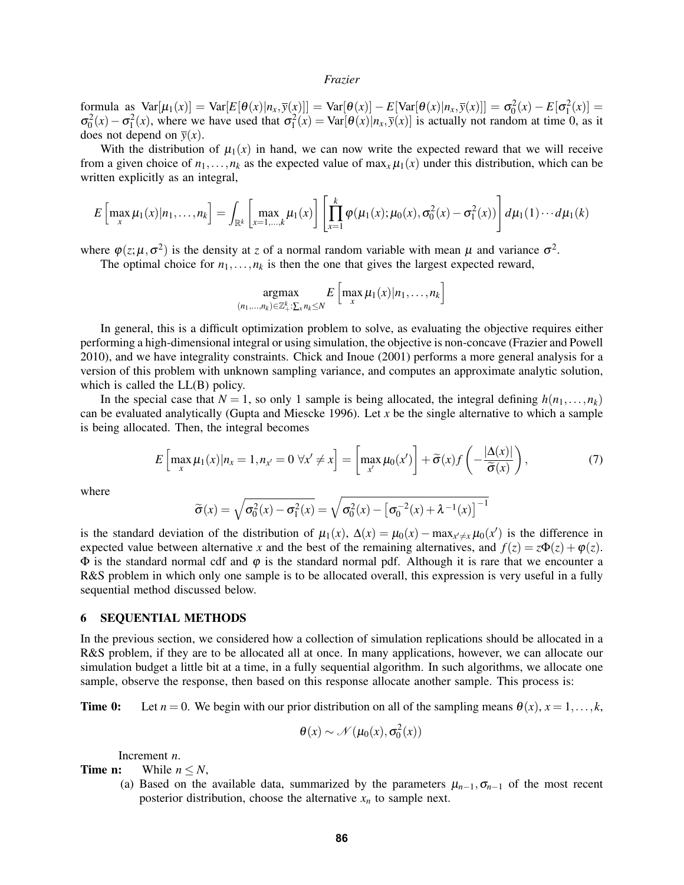formula as $\text{Var}[\mu_1(x)] = \text{Var}[E[\theta(x)|n_x, \bar{y}(x)]] = \text{Var}[\theta(x)] - E[\text{Var}[\theta(x)|n_x, \bar{y}(x)]] = \sigma_0^2(x) - E[\sigma_1^2(x)] = \sigma_0^2(x) - \sigma_1^2(x)$, where we have used that $\sigma_1^2(x) = \text{Var}[\theta(x)|n_x, \bar{y}(x)]$ is actually not random at time 0, as it does not depend on $\bar{y}(x)$.

With the distribution of $\mu_1(x)$ in hand, we can now write the expected reward that we will receive from a given choice of $n_1, \ldots, n_k$ as the expected value of $\max_x \mu_1(x)$ under this distribution, which can be written explicitly as an integral,

$$E\left[\max_x \mu_1(x)|n_1,\ldots,n_k\right] = \int_{\mathbb{R}^k} \left[\max_{x=1,\ldots,k} \mu_1(x)\right] \left[\prod_{x=1}^{k} \varphi(\mu_1(x); \mu_0(x), \sigma_0^2(x) - \sigma_1^2(x))\right] d\mu_1(1)\cdots d\mu_1(k)$$

where $\varphi(z; \mu, \sigma^2)$ is the density at $z$ of a normal random variable with mean $\mu$ and variance $\sigma^2$.

The optimal choice for $n_1, \ldots, n_k$ is then the one that gives the largest expected reward,

$$\underset{(n_1,\ldots,n_k)\in\mathbb{Z}_+^k : \sum_x n_k \leq N}{\text{argmax}} E\left[\max_x \mu_1(x)|n_1,\ldots,n_k\right]$$

In general, this is a difficult optimization problem to solve, as evaluating the objective requires either performing a high-dimensional integral or using simulation, the objective is non-concave (Frazier and Powell 2010), and we have integrality constraints. Chick and Inoue (2001) performs a more general analysis for a version of this problem with unknown sampling variance, and computes an approximate analytic solution, which is called the LL(B) policy.

In the special case that $N = 1$, so only 1 sample is being allocated, the integral defining $h(n_1, \ldots, n_k)$ can be evaluated analytically (Gupta and Miescke 1996). Let $x$ be the single alternative to which a sample is being allocated. Then, the integral becomes

$$E\left[\max_x \mu_1(x)|n_x = 1, n_{x'} = 0\ \forall x' \neq x\right] = \left[\max_{x'} \mu_0(x')\right] + \widetilde{\sigma}(x) f\left(-\frac{|\Delta(x)|}{\widetilde{\sigma}(x)}\right), \tag{7}$$

where

$$\widetilde{\sigma}(x) = \sqrt{\sigma_0^2(x) - \sigma_1^2(x)} = \sqrt{\sigma_0^2(x) - \left[\sigma_0^{-2}(x) + \lambda^{-1}(x)\right]^{-1}}$$

is the standard deviation of the distribution of $\mu_1(x)$, $\Delta(x) = \mu_0(x) - \max_{x'\neq x} \mu_0(x')$ is the difference in expected value between alternative $x$ and the best of the remaining alternatives, and $f(z) = z\Phi(z) + \varphi(z)$. $\Phi$ is the standard normal cdf and $\varphi$ is the standard normal pdf. Although it is rare that we encounter a R&S problem in which only one sample is to be allocated overall, this expression is very useful in a fully sequential method discussed below.

## 6 SEQUENTIAL METHODS

In the previous section, we considered how a collection of simulation replications should be allocated in a R&S problem, if they are to be allocated all at once. In many applications, however, we can allocate our simulation budget a little bit at a time, in a fully sequential algorithm. In such algorithms, we allocate one sample, observe the response, then based on this response allocate another sample. This process is:

**Time 0:** Let $n = 0$. We begin with our prior distribution on all of the sampling means $\theta(x)$, $x = 1, \ldots, k$,

$$\theta(x) \sim \mathcal{N}(\mu_0(x), \sigma_0^2(x))$$

Increment $n$.

**Time n:** While $n \leq N$,

(a) Based on the available data, summarized by the parameters $\mu_{n-1}, \sigma_{n-1}$ of the most recent posterior distribution, choose the alternative $x_n$ to sample next.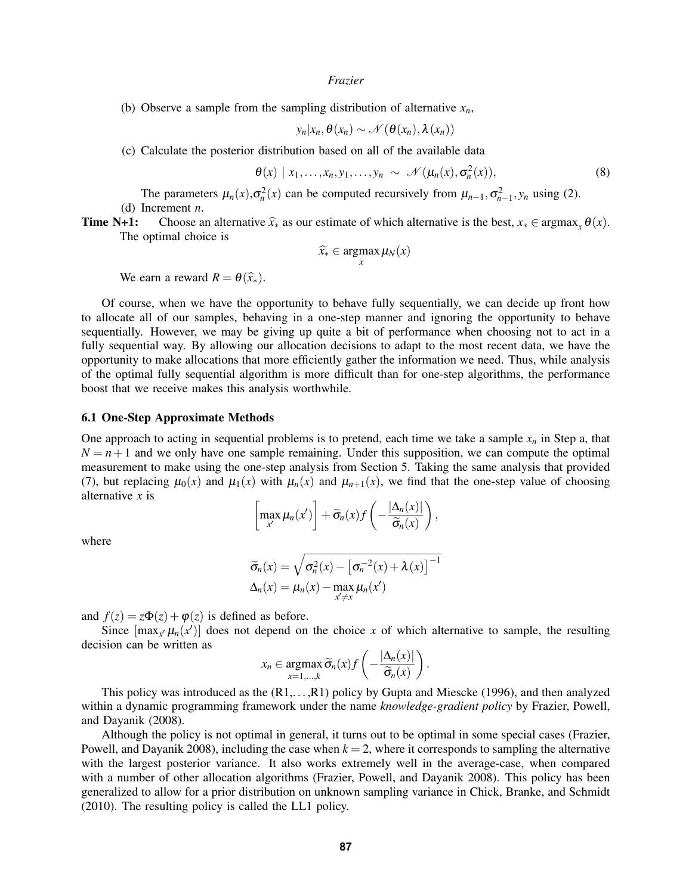(b) Observe a sample from the sampling distribution of alternative $x_n$,

$$y_n | x_n, \theta(x_n) \sim \mathcal{N}(\theta(x_n), \lambda(x_n))$$

(c) Calculate the posterior distribution based on all of the available data

$$\theta(x) \mid x_1, \ldots, x_n, y_1, \ldots, y_n \sim \mathcal{N}(\mu_n(x), \sigma_n^2(x)), \tag{8}$$

The parameters $\mu_n(x), \sigma_n^2(x)$ can be computed recursively from $\mu_{n-1}, \sigma_{n-1}^2, y_n$ using (2).

(d) Increment $n$.

**Time N+1:** Choose an alternative $\widehat{x}_*$ as our estimate of which alternative is the best, $x_* \in \operatorname{argmax}_x \theta(x)$. The optimal choice is

$$\widehat{x}_* \in \operatorname*{argmax}_x \mu_N(x)$$

We earn a reward $R = \theta(\widehat{x}_*)$.

Of course, when we have the opportunity to behave fully sequentially, we can decide up front how to allocate all of our samples, behaving in a one-step manner and ignoring the opportunity to behave sequentially. However, we may be giving up quite a bit of performance when choosing not to act in a fully sequential way. By allowing our allocation decisions to adapt to the most recent data, we have the opportunity to make allocations that more efficiently gather the information we need. Thus, while analysis of the optimal fully sequential algorithm is more difficult than for one-step algorithms, the performance boost that we receive makes this analysis worthwhile.

### 6.1 One-Step Approximate Methods

One approach to acting in sequential problems is to pretend, each time we take a sample $x_n$ in Step a, that $N = n+1$ and we only have one sample remaining. Under this supposition, we can compute the optimal measurement to make using the one-step analysis from Section 5. Taking the same analysis that provided (7), but replacing $\mu_0(x)$ and $\mu_1(x)$ with $\mu_n(x)$ and $\mu_{n+1}(x)$, we find that the one-step value of choosing alternative $x$ is

$$\left[\max_{x'} \mu_n(x')\right] + \widetilde{\sigma}_n(x) f\left(-\frac{|\Delta_n(x)|}{\widetilde{\sigma}_n(x)}\right),$$

where

$$\widetilde{\sigma}_n(x) = \sqrt{\sigma_n^2(x) - \left[\sigma_n^{-2}(x) + \lambda(x)\right]^{-1}}$$

$$\Delta_n(x) = \mu_n(x) - \max_{x' \neq x} \mu_n(x')$$

and $f(z) = z\Phi(z) + \varphi(z)$ is defined as before.

Since $[\max_{x'} \mu_n(x')]$ does not depend on the choice $x$ of which alternative to sample, the resulting decision can be written as

$$x_n \in \operatorname*{argmax}_{x=1,\ldots,k} \widetilde{\sigma}_n(x) f\left(-\frac{|\Delta_n(x)|}{\widetilde{\sigma}_n(x)}\right).$$

This policy was introduced as the (R1,…,R1) policy by Gupta and Miescke (1996), and then analyzed within a dynamic programming framework under the name *knowledge-gradient policy* by Frazier, Powell, and Dayanik (2008).

Although the policy is not optimal in general, it turns out to be optimal in some special cases (Frazier, Powell, and Dayanik 2008), including the case when $k = 2$, where it corresponds to sampling the alternative with the largest posterior variance. It also works extremely well in the average-case, when compared with a number of other allocation algorithms (Frazier, Powell, and Dayanik 2008). This policy has been generalized to allow for a prior distribution on unknown sampling variance in Chick, Branke, and Schmidt (2010). The resulting policy is called the LL1 policy.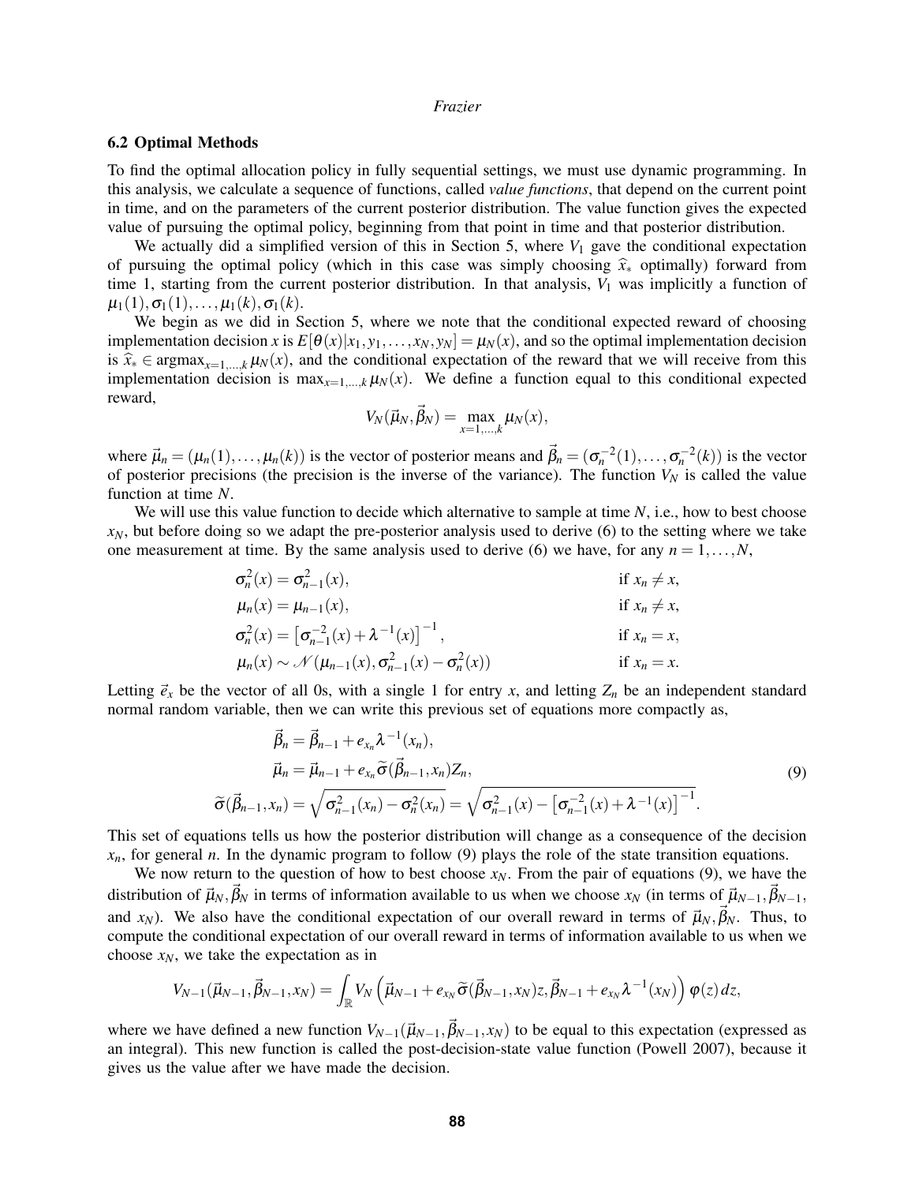### 6.2 Optimal Methods

To find the optimal allocation policy in fully sequential settings, we must use dynamic programming. In this analysis, we calculate a sequence of functions, called *value functions*, that depend on the current point in time, and on the parameters of the current posterior distribution. The value function gives the expected value of pursuing the optimal policy, beginning from that point in time and that posterior distribution.

We actually did a simplified version of this in Section 5, where $V_1$ gave the conditional expectation of pursuing the optimal policy (which in this case was simply choosing $\widehat{x}_*$ optimally) forward from time 1, starting from the current posterior distribution. In that analysis, $V_1$ was implicitly a function of $\mu_1(1), \sigma_1(1), \ldots, \mu_1(k), \sigma_1(k)$.

We begin as we did in Section 5, where we note that the conditional expected reward of choosing implementation decision $x$ is $E[\theta(x)|x_1, y_1, \ldots, x_N, y_N] = \mu_N(x)$, and so the optimal implementation decision is $\widehat{x}_* \in \operatorname{argmax}_{x=1,\ldots,k} \mu_N(x)$, and the conditional expectation of the reward that we will receive from this implementation decision is $\max_{x=1,\ldots,k} \mu_N(x)$. We define a function equal to this conditional expected reward,

$$V_N(\vec{\mu}_N, \vec{\beta}_N) = \max_{x=1,\ldots,k} \mu_N(x),$$

where $\vec{\mu}_n = (\mu_n(1), \ldots, \mu_n(k))$ is the vector of posterior means and $\vec{\beta}_n = (\sigma_n^{-2}(1), \ldots, \sigma_n^{-2}(k))$ is the vector of posterior precisions (the precision is the inverse of the variance). The function $V_N$ is called the value function at time $N$.

We will use this value function to decide which alternative to sample at time $N$, i.e., how to best choose $x_N$, but before doing so we adapt the pre-posterior analysis used to derive (6) to the setting where we take one measurement at time. By the same analysis used to derive (6) we have, for any $n = 1, \ldots, N$,

$$
\begin{aligned}
\sigma_n^2(x) &= \sigma_{n-1}^2(x), && \text{if } x_n \neq x,\\
\mu_n(x) &= \mu_{n-1}(x), && \text{if } x_n \neq x,\\
\sigma_n^2(x) &= \left[\sigma_{n-1}^{-2}(x) + \lambda^{-1}(x)\right]^{-1}, && \text{if } x_n = x,\\
\mu_n(x) &\sim \mathcal{N}(\mu_{n-1}(x), \sigma_{n-1}^2(x) - \sigma_n^2(x)) && \text{if } x_n = x.
\end{aligned}
$$

Letting $\vec{e}_x$ be the vector of all 0s, with a single 1 for entry $x$, and letting $Z_n$ be an independent standard normal random variable, then we can write this previous set of equations more compactly as,

$$
\begin{aligned}
\vec{\beta}_n &= \vec{\beta}_{n-1} + e_{x_n} \lambda^{-1}(x_n),\\
\vec{\mu}_n &= \vec{\mu}_{n-1} + e_{x_n} \widetilde{\sigma}(\vec{\beta}_{n-1}, x_n) Z_n,\\
\widetilde{\sigma}(\vec{\beta}_{n-1}, x_n) &= \sqrt{\sigma_{n-1}^2(x_n) - \sigma_n^2(x_n)} = \sqrt{\sigma_{n-1}^2(x) - \left[\sigma_{n-1}^{-2}(x) + \lambda^{-1}(x)\right]^{-1}}.
\end{aligned}
\tag{9}
$$

This set of equations tells us how the posterior distribution will change as a consequence of the decision $x_n$, for general $n$. In the dynamic program to follow (9) plays the role of the state transition equations.

We now return to the question of how to best choose $x_N$. From the pair of equations (9), we have the distribution of $\vec{\mu}_N, \vec{\beta}_N$ in terms of information available to us when we choose $x_N$ (in terms of $\vec{\mu}_{N-1}, \vec{\beta}_{N-1}$, and $x_N$). We also have the conditional expectation of our overall reward in terms of $\vec{\mu}_N, \vec{\beta}_N$. Thus, to compute the conditional expectation of our overall reward in terms of information available to us when we choose $x_N$, we take the expectation as in

$$V_{N-1}(\vec{\mu}_{N-1}, \vec{\beta}_{N-1}, x_N) = \int_{\mathbb{R}} V_N\left(\vec{\mu}_{N-1} + e_{x_N} \widetilde{\sigma}(\vec{\beta}_{N-1}, x_N) z, \vec{\beta}_{N-1} + e_{x_N} \lambda^{-1}(x_N)\right) \varphi(z)\, dz,$$

where we have defined a new function $V_{N-1}(\vec{\mu}_{N-1}, \vec{\beta}_{N-1}, x_N)$ to be equal to this expectation (expressed as an integral). This new function is called the post-decision-state value function (Powell 2007), because it gives us the value after we have made the decision.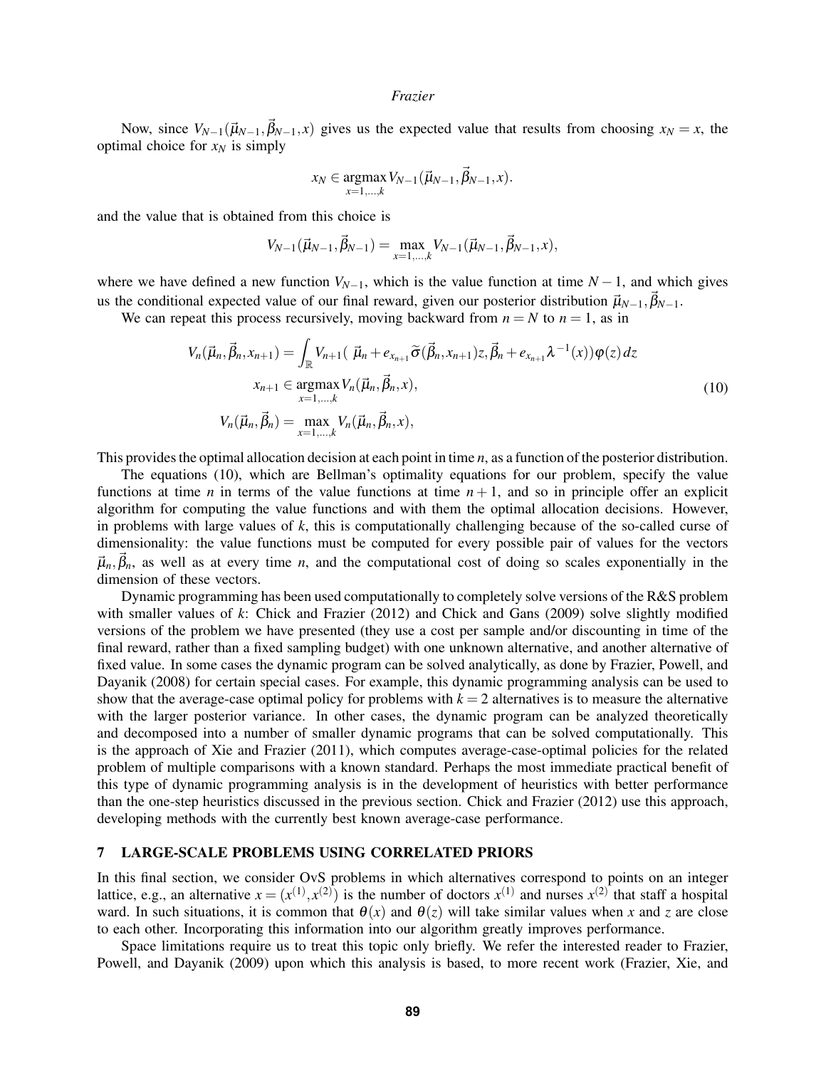Now, since $V_{N-1}(\vec{\mu}_{N-1}, \vec{\beta}_{N-1}, x)$ gives us the expected value that results from choosing $x_N = x$, the optimal choice for $x_N$ is simply

$$x_N \in \operatorname*{argmax}_{x=1,\ldots,k} V_{N-1}(\vec{\mu}_{N-1}, \vec{\beta}_{N-1}, x).$$

and the value that is obtained from this choice is

$$V_{N-1}(\vec{\mu}_{N-1}, \vec{\beta}_{N-1}) = \max_{x=1,\ldots,k} V_{N-1}(\vec{\mu}_{N-1}, \vec{\beta}_{N-1}, x),$$

where we have defined a new function $V_{N-1}$, which is the value function at time $N-1$, and which gives us the conditional expected value of our final reward, given our posterior distribution $\vec{\mu}_{N-1}, \vec{\beta}_{N-1}$.

We can repeat this process recursively, moving backward from $n = N$ to $n = 1$, as in

$$\begin{aligned}
V_n(\vec{\mu}_n, \vec{\beta}_n, x_{n+1}) &= \int_{\mathbb{R}} V_{n+1}(\ \vec{\mu}_n + e_{x_{n+1}} \widetilde{\sigma}(\vec{\beta}_n, x_{n+1}) z, \vec{\beta}_n + e_{x_{n+1}} \lambda^{-1}(x)) \varphi(z)\, dz \\
x_{n+1} &\in \operatorname*{argmax}_{x=1,\ldots,k} V_n(\vec{\mu}_n, \vec{\beta}_n, x), \\
V_n(\vec{\mu}_n, \vec{\beta}_n) &= \max_{x=1,\ldots,k} V_n(\vec{\mu}_n, \vec{\beta}_n, x),
\end{aligned} \tag{10}$$

This provides the optimal allocation decision at each point in time $n$, as a function of the posterior distribution.

The equations (10), which are Bellman's optimality equations for our problem, specify the value functions at time $n$ in terms of the value functions at time $n+1$, and so in principle offer an explicit algorithm for computing the value functions and with them the optimal allocation decisions. However, in problems with large values of $k$, this is computationally challenging because of the so-called curse of dimensionality: the value functions must be computed for every possible pair of values for the vectors $\vec{\mu}_n, \vec{\beta}_n$, as well as at every time $n$, and the computational cost of doing so scales exponentially in the dimension of these vectors.

Dynamic programming has been used computationally to completely solve versions of the R&S problem with smaller values of $k$: Chick and Frazier (2012) and Chick and Gans (2009) solve slightly modified versions of the problem we have presented (they use a cost per sample and/or discounting in time of the final reward, rather than a fixed sampling budget) with one unknown alternative, and another alternative of fixed value. In some cases the dynamic program can be solved analytically, as done by Frazier, Powell, and Dayanik (2008) for certain special cases. For example, this dynamic programming analysis can be used to show that the average-case optimal policy for problems with $k = 2$ alternatives is to measure the alternative with the larger posterior variance. In other cases, the dynamic program can be analyzed theoretically and decomposed into a number of smaller dynamic programs that can be solved computationally. This is the approach of Xie and Frazier (2011), which computes average-case-optimal policies for the related problem of multiple comparisons with a known standard. Perhaps the most immediate practical benefit of this type of dynamic programming analysis is in the development of heuristics with better performance than the one-step heuristics discussed in the previous section. Chick and Frazier (2012) use this approach, developing methods with the currently best known average-case performance.

## 7 LARGE-SCALE PROBLEMS USING CORRELATED PRIORS

In this final section, we consider OvS problems in which alternatives correspond to points on an integer lattice, e.g., an alternative $x = (x^{(1)}, x^{(2)})$ is the number of doctors $x^{(1)}$ and nurses $x^{(2)}$ that staff a hospital ward. In such situations, it is common that $\theta(x)$ and $\theta(z)$ will take similar values when $x$ and $z$ are close to each other. Incorporating this information into our algorithm greatly improves performance.

Space limitations require us to treat this topic only briefly. We refer the interested reader to Frazier, Powell, and Dayanik (2009) upon which this analysis is based, to more recent work (Frazier, Xie, and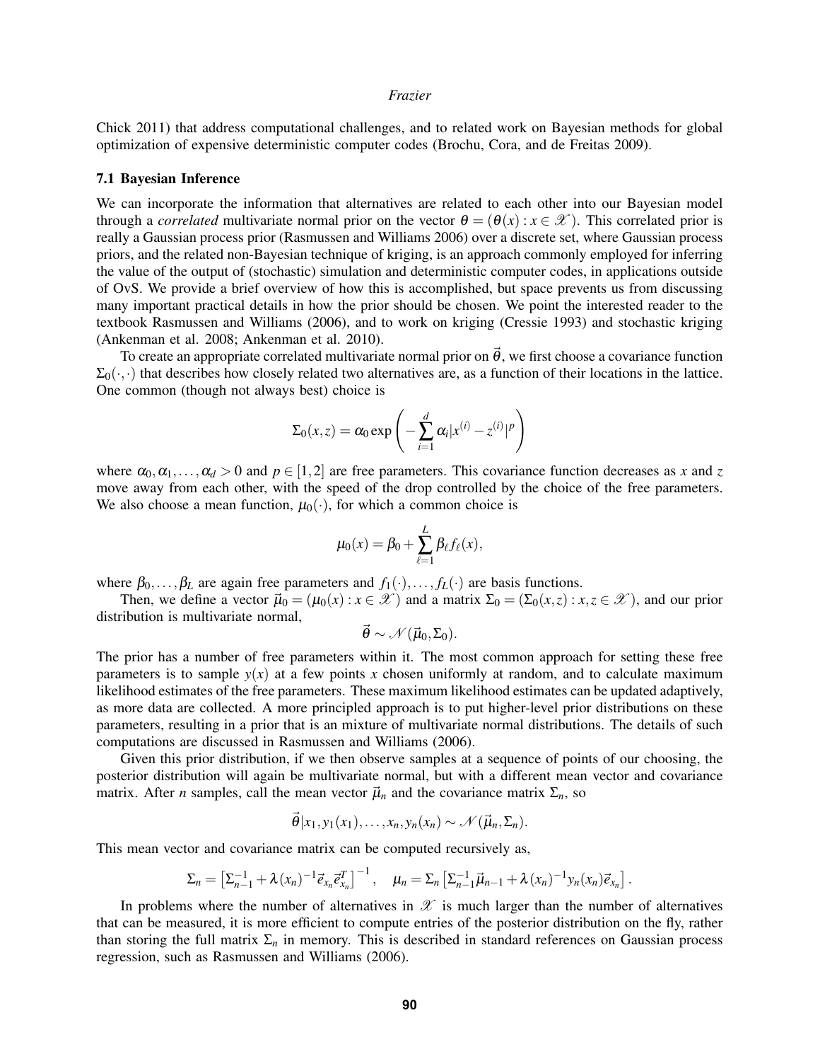Chick 2011) that address computational challenges, and to related work on Bayesian methods for global optimization of expensive deterministic computer codes (Brochu, Cora, and de Freitas 2009).

### 7.1 Bayesian Inference

We can incorporate the information that alternatives are related to each other into our Bayesian model through a *correlated* multivariate normal prior on the vector $\theta = (\theta(x) : x \in \mathscr{X})$. This correlated prior is really a Gaussian process prior (Rasmussen and Williams 2006) over a discrete set, where Gaussian process priors, and the related non-Bayesian technique of kriging, is an approach commonly employed for inferring the value of the output of (stochastic) simulation and deterministic computer codes, in applications outside of OvS. We provide a brief overview of how this is accomplished, but space prevents us from discussing many important practical details in how the prior should be chosen. We point the interested reader to the textbook Rasmussen and Williams (2006), and to work on kriging (Cressie 1993) and stochastic kriging (Ankenman et al. 2008; Ankenman et al. 2010).

To create an appropriate correlated multivariate normal prior on $\vec{\theta}$, we first choose a covariance function $\Sigma_0(\cdot,\cdot)$ that describes how closely related two alternatives are, as a function of their locations in the lattice. One common (though not always best) choice is

$$\Sigma_0(x,z) = \alpha_0 \exp\left(-\sum_{i=1}^{d} \alpha_i |x^{(i)} - z^{(i)}|^p\right)$$

where $\alpha_0, \alpha_1, \ldots, \alpha_d > 0$ and $p \in [1,2]$ are free parameters. This covariance function decreases as $x$ and $z$ move away from each other, with the speed of the drop controlled by the choice of the free parameters. We also choose a mean function, $\mu_0(\cdot)$, for which a common choice is

$$\mu_0(x) = \beta_0 + \sum_{\ell=1}^{L} \beta_\ell f_\ell(x),$$

where $\beta_0, \ldots, \beta_L$ are again free parameters and $f_1(\cdot), \ldots, f_L(\cdot)$ are basis functions.

Then, we define a vector $\vec{\mu}_0 = (\mu_0(x) : x \in \mathscr{X})$ and a matrix $\Sigma_0 = (\Sigma_0(x,z) : x,z \in \mathscr{X})$, and our prior distribution is multivariate normal,

$$\vec{\theta} \sim \mathscr{N}(\vec{\mu}_0, \Sigma_0).$$

The prior has a number of free parameters within it. The most common approach for setting these free parameters is to sample $y(x)$ at a few points $x$ chosen uniformly at random, and to calculate maximum likelihood estimates of the free parameters. These maximum likelihood estimates can be updated adaptively, as more data are collected. A more principled approach is to put higher-level prior distributions on these parameters, resulting in a prior that is an mixture of multivariate normal distributions. The details of such computations are discussed in Rasmussen and Williams (2006).

Given this prior distribution, if we then observe samples at a sequence of points of our choosing, the posterior distribution will again be multivariate normal, but with a different mean vector and covariance matrix. After $n$ samples, call the mean vector $\vec{\mu}_n$ and the covariance matrix $\Sigma_n$, so

$$\vec{\theta} | x_1, y_1(x_1), \ldots, x_n, y_n(x_n) \sim \mathscr{N}(\vec{\mu}_n, \Sigma_n).$$

This mean vector and covariance matrix can be computed recursively as,

$$\Sigma_n = \left[\Sigma_{n-1}^{-1} + \lambda(x_n)^{-1} \vec{e}_{x_n} \vec{e}_{x_n}^T\right]^{-1}, \quad \mu_n = \Sigma_n \left[\Sigma_{n-1}^{-1} \vec{\mu}_{n-1} + \lambda(x_n)^{-1} y_n(x_n) \vec{e}_{x_n}\right].$$

In problems where the number of alternatives in $\mathscr{X}$ is much larger than the number of alternatives that can be measured, it is more efficient to compute entries of the posterior distribution on the fly, rather than storing the full matrix $\Sigma_n$ in memory. This is described in standard references on Gaussian process regression, such as Rasmussen and Williams (2006).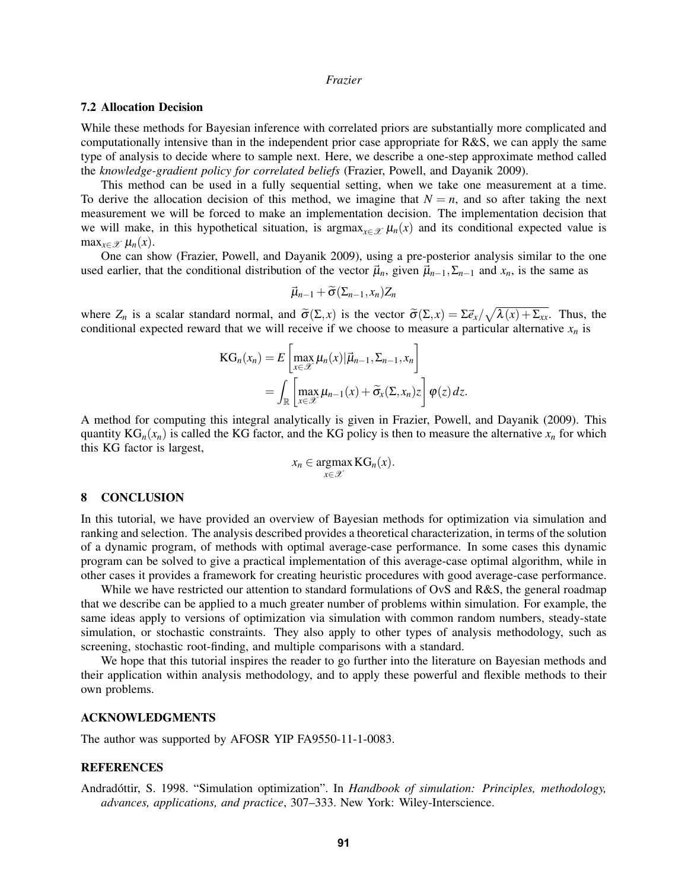### 7.2 Allocation Decision

While these methods for Bayesian inference with correlated priors are substantially more complicated and computationally intensive than in the independent prior case appropriate for R&S, we can apply the same type of analysis to decide where to sample next. Here, we describe a one-step approximate method called the *knowledge-gradient policy for correlated beliefs* (Frazier, Powell, and Dayanik 2009).

This method can be used in a fully sequential setting, when we take one measurement at a time. To derive the allocation decision of this method, we imagine that $N = n$, and so after taking the next measurement we will be forced to make an implementation decision. The implementation decision that we will make, in this hypothetical situation, is $\text{argmax}_{x \in \mathscr{X}} \mu_n(x)$ and its conditional expected value is $\max_{x \in \mathscr{X}} \mu_n(x)$.

One can show (Frazier, Powell, and Dayanik 2009), using a pre-posterior analysis similar to the one used earlier, that the conditional distribution of the vector $\vec{\mu}_n$, given $\vec{\mu}_{n-1}, \Sigma_{n-1}$ and $x_n$, is the same as

$$\vec{\mu}_{n-1} + \widetilde{\sigma}(\Sigma_{n-1}, x_n) Z_n$$

where $Z_n$ is a scalar standard normal, and $\widetilde{\sigma}(\Sigma, x)$ is the vector $\widetilde{\sigma}(\Sigma, x) = \Sigma \vec{e}_x / \sqrt{\lambda(x) + \Sigma_{xx}}$. Thus, the conditional expected reward that we will receive if we choose to measure a particular alternative $x_n$ is

$$\begin{aligned} \text{KG}_n(x_n) &= E\left[\max_{x \in \mathscr{X}} \mu_n(x) | \vec{\mu}_{n-1}, \Sigma_{n-1}, x_n\right] \\ &= \int_{\mathbb{R}} \left[\max_{x \in \mathscr{X}} \mu_{n-1}(x) + \widetilde{\sigma}_x(\Sigma, x_n) z\right] \varphi(z)\, dz. \end{aligned}$$

A method for computing this integral analytically is given in Frazier, Powell, and Dayanik (2009). This quantity $\text{KG}_n(x_n)$ is called the KG factor, and the KG policy is then to measure the alternative $x_n$ for which this KG factor is largest,

$$x_n \in \underset{x \in \mathscr{X}}{\text{argmax}}\, \text{KG}_n(x).$$

## 8 CONCLUSION

In this tutorial, we have provided an overview of Bayesian methods for optimization via simulation and ranking and selection. The analysis described provides a theoretical characterization, in terms of the solution of a dynamic program, of methods with optimal average-case performance. In some cases this dynamic program can be solved to give a practical implementation of this average-case optimal algorithm, while in other cases it provides a framework for creating heuristic procedures with good average-case performance.

While we have restricted our attention to standard formulations of OvS and R&S, the general roadmap that we describe can be applied to a much greater number of problems within simulation. For example, the same ideas apply to versions of optimization via simulation with common random numbers, steady-state simulation, or stochastic constraints. They also apply to other types of analysis methodology, such as screening, stochastic root-finding, and multiple comparisons with a standard.

We hope that this tutorial inspires the reader to go further into the literature on Bayesian methods and their application within analysis methodology, and to apply these powerful and flexible methods to their own problems.

## ACKNOWLEDGMENTS

The author was supported by AFOSR YIP FA9550-11-1-0083.

## REFERENCES

Andradóttir, S. 1998. "Simulation optimization". In *Handbook of simulation: Principles, methodology, advances, applications, and practice*, 307–333. New York: Wiley-Interscience.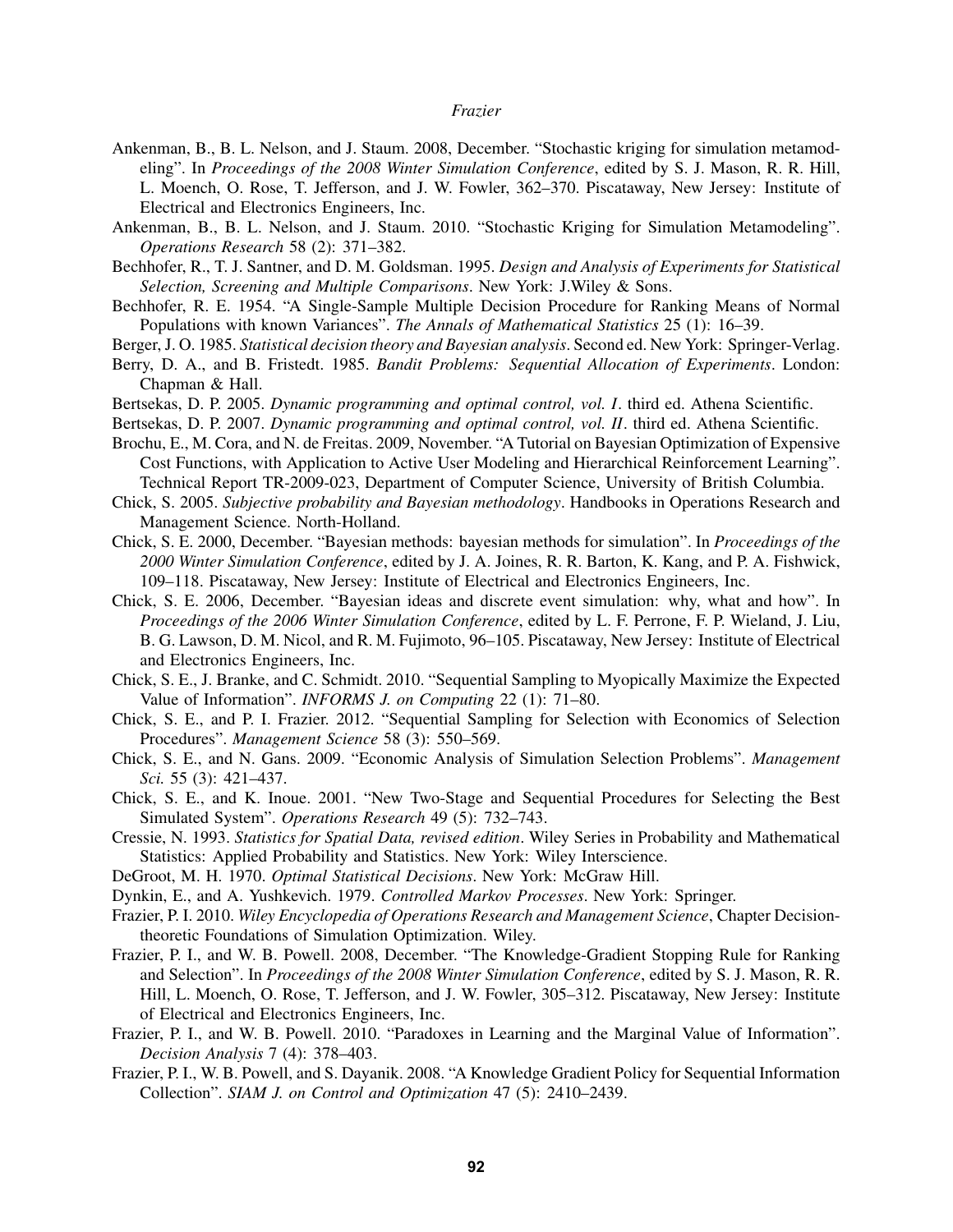Ankenman, B., B. L. Nelson, and J. Staum. 2008, December. "Stochastic kriging for simulation metamodeling". In *Proceedings of the 2008 Winter Simulation Conference*, edited by S. J. Mason, R. R. Hill, L. Moench, O. Rose, T. Jefferson, and J. W. Fowler, 362–370. Piscataway, New Jersey: Institute of Electrical and Electronics Engineers, Inc.

Ankenman, B., B. L. Nelson, and J. Staum. 2010. "Stochastic Kriging for Simulation Metamodeling". *Operations Research* 58 (2): 371–382.

Bechhofer, R., T. J. Santner, and D. M. Goldsman. 1995. *Design and Analysis of Experiments for Statistical Selection, Screening and Multiple Comparisons*. New York: J.Wiley & Sons.

Bechhofer, R. E. 1954. "A Single-Sample Multiple Decision Procedure for Ranking Means of Normal Populations with known Variances". *The Annals of Mathematical Statistics* 25 (1): 16–39.

Berger, J. O. 1985. *Statistical decision theory and Bayesian analysis*. Second ed. New York: Springer-Verlag.

Berry, D. A., and B. Fristedt. 1985. *Bandit Problems: Sequential Allocation of Experiments*. London: Chapman & Hall.

Bertsekas, D. P. 2005. *Dynamic programming and optimal control, vol. I*. third ed. Athena Scientific.

Bertsekas, D. P. 2007. *Dynamic programming and optimal control, vol. II*. third ed. Athena Scientific.

Brochu, E., M. Cora, and N. de Freitas. 2009, November. "A Tutorial on Bayesian Optimization of Expensive Cost Functions, with Application to Active User Modeling and Hierarchical Reinforcement Learning". Technical Report TR-2009-023, Department of Computer Science, University of British Columbia.

Chick, S. 2005. *Subjective probability and Bayesian methodology*. Handbooks in Operations Research and Management Science. North-Holland.

Chick, S. E. 2000, December. "Bayesian methods: bayesian methods for simulation". In *Proceedings of the 2000 Winter Simulation Conference*, edited by J. A. Joines, R. R. Barton, K. Kang, and P. A. Fishwick, 109–118. Piscataway, New Jersey: Institute of Electrical and Electronics Engineers, Inc.

Chick, S. E. 2006, December. "Bayesian ideas and discrete event simulation: why, what and how". In *Proceedings of the 2006 Winter Simulation Conference*, edited by L. F. Perrone, F. P. Wieland, J. Liu, B. G. Lawson, D. M. Nicol, and R. M. Fujimoto, 96–105. Piscataway, New Jersey: Institute of Electrical and Electronics Engineers, Inc.

Chick, S. E., J. Branke, and C. Schmidt. 2010. "Sequential Sampling to Myopically Maximize the Expected Value of Information". *INFORMS J. on Computing* 22 (1): 71–80.

Chick, S. E., and P. I. Frazier. 2012. "Sequential Sampling for Selection with Economics of Selection Procedures". *Management Science* 58 (3): 550–569.

Chick, S. E., and N. Gans. 2009. "Economic Analysis of Simulation Selection Problems". *Management Sci.* 55 (3): 421–437.

Chick, S. E., and K. Inoue. 2001. "New Two-Stage and Sequential Procedures for Selecting the Best Simulated System". *Operations Research* 49 (5): 732–743.

Cressie, N. 1993. *Statistics for Spatial Data, revised edition*. Wiley Series in Probability and Mathematical Statistics: Applied Probability and Statistics. New York: Wiley Interscience.

DeGroot, M. H. 1970. *Optimal Statistical Decisions*. New York: McGraw Hill.

Dynkin, E., and A. Yushkevich. 1979. *Controlled Markov Processes*. New York: Springer.

Frazier, P. I. 2010. *Wiley Encyclopedia of Operations Research and Management Science*, Chapter Decision-theoretic Foundations of Simulation Optimization. Wiley.

Frazier, P. I., and W. B. Powell. 2008, December. "The Knowledge-Gradient Stopping Rule for Ranking and Selection". In *Proceedings of the 2008 Winter Simulation Conference*, edited by S. J. Mason, R. R. Hill, L. Moench, O. Rose, T. Jefferson, and J. W. Fowler, 305–312. Piscataway, New Jersey: Institute of Electrical and Electronics Engineers, Inc.

Frazier, P. I., and W. B. Powell. 2010. "Paradoxes in Learning and the Marginal Value of Information". *Decision Analysis* 7 (4): 378–403.

Frazier, P. I., W. B. Powell, and S. Dayanik. 2008. "A Knowledge Gradient Policy for Sequential Information Collection". *SIAM J. on Control and Optimization* 47 (5): 2410–2439.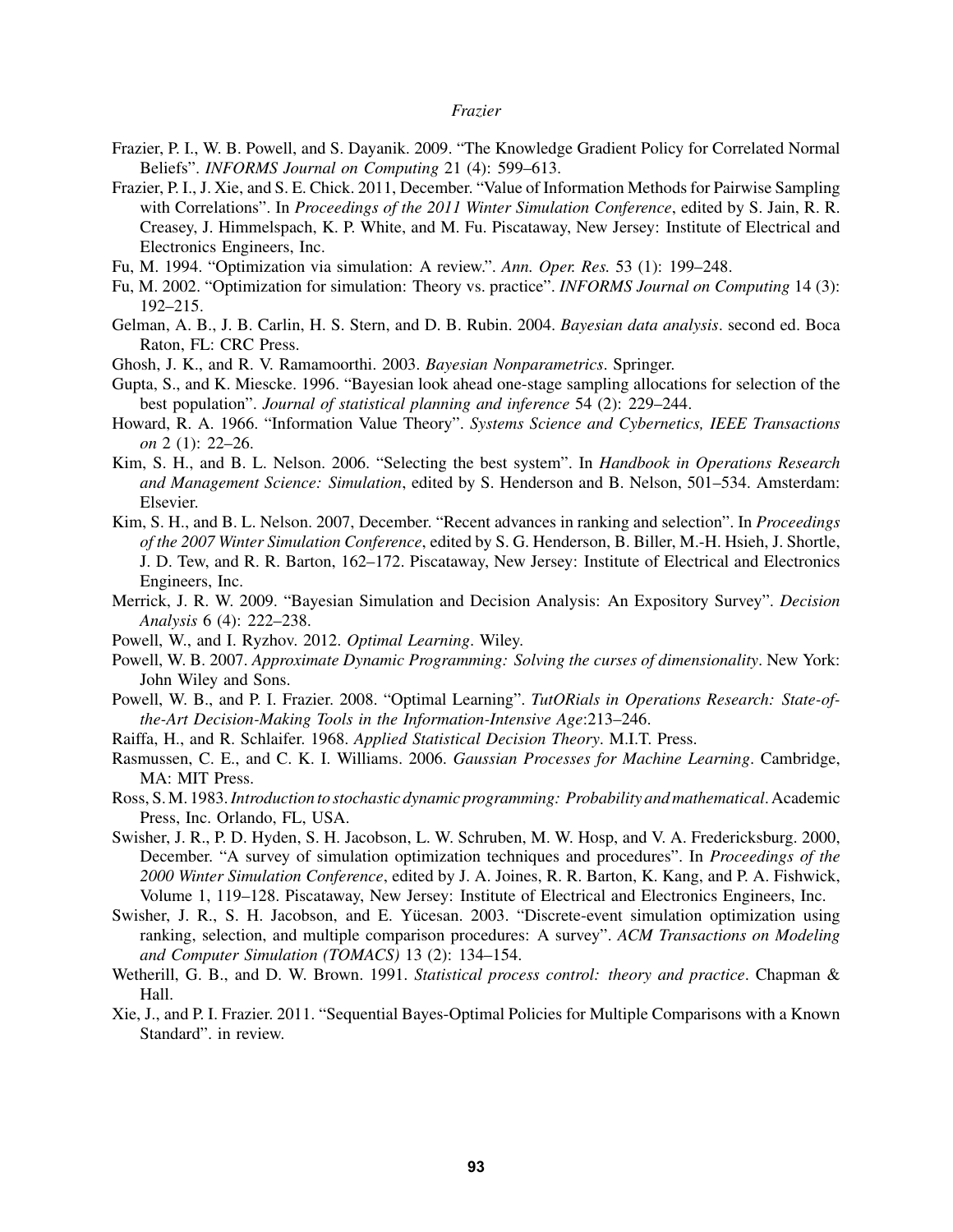Frazier, P. I., W. B. Powell, and S. Dayanik. 2009. "The Knowledge Gradient Policy for Correlated Normal Beliefs". *INFORMS Journal on Computing* 21 (4): 599–613.

Frazier, P. I., J. Xie, and S. E. Chick. 2011, December. "Value of Information Methods for Pairwise Sampling with Correlations". In *Proceedings of the 2011 Winter Simulation Conference*, edited by S. Jain, R. R. Creasey, J. Himmelspach, K. P. White, and M. Fu. Piscataway, New Jersey: Institute of Electrical and Electronics Engineers, Inc.

Fu, M. 1994. "Optimization via simulation: A review.". *Ann. Oper. Res.* 53 (1): 199–248.

Fu, M. 2002. "Optimization for simulation: Theory vs. practice". *INFORMS Journal on Computing* 14 (3): 192–215.

Gelman, A. B., J. B. Carlin, H. S. Stern, and D. B. Rubin. 2004. *Bayesian data analysis*. second ed. Boca Raton, FL: CRC Press.

Ghosh, J. K., and R. V. Ramamoorthi. 2003. *Bayesian Nonparametrics*. Springer.

Gupta, S., and K. Miescke. 1996. "Bayesian look ahead one-stage sampling allocations for selection of the best population". *Journal of statistical planning and inference* 54 (2): 229–244.

Howard, R. A. 1966. "Information Value Theory". *Systems Science and Cybernetics, IEEE Transactions on* 2 (1): 22–26.

Kim, S. H., and B. L. Nelson. 2006. "Selecting the best system". In *Handbook in Operations Research and Management Science: Simulation*, edited by S. Henderson and B. Nelson, 501–534. Amsterdam: Elsevier.

Kim, S. H., and B. L. Nelson. 2007, December. "Recent advances in ranking and selection". In *Proceedings of the 2007 Winter Simulation Conference*, edited by S. G. Henderson, B. Biller, M.-H. Hsieh, J. Shortle, J. D. Tew, and R. R. Barton, 162–172. Piscataway, New Jersey: Institute of Electrical and Electronics Engineers, Inc.

Merrick, J. R. W. 2009. "Bayesian Simulation and Decision Analysis: An Expository Survey". *Decision Analysis* 6 (4): 222–238.

Powell, W., and I. Ryzhov. 2012. *Optimal Learning*. Wiley.

Powell, W. B. 2007. *Approximate Dynamic Programming: Solving the curses of dimensionality*. New York: John Wiley and Sons.

Powell, W. B., and P. I. Frazier. 2008. "Optimal Learning". *TutORials in Operations Research: State-of-the-Art Decision-Making Tools in the Information-Intensive Age*:213–246.

Raiffa, H., and R. Schlaifer. 1968. *Applied Statistical Decision Theory*. M.I.T. Press.

Rasmussen, C. E., and C. K. I. Williams. 2006. *Gaussian Processes for Machine Learning*. Cambridge, MA: MIT Press.

Ross, S. M. 1983. *Introduction to stochastic dynamic programming: Probability and mathematical*. Academic Press, Inc. Orlando, FL, USA.

Swisher, J. R., P. D. Hyden, S. H. Jacobson, L. W. Schruben, M. W. Hosp, and V. A. Fredericksburg. 2000, December. "A survey of simulation optimization techniques and procedures". In *Proceedings of the 2000 Winter Simulation Conference*, edited by J. A. Joines, R. R. Barton, K. Kang, and P. A. Fishwick, Volume 1, 119–128. Piscataway, New Jersey: Institute of Electrical and Electronics Engineers, Inc.

Swisher, J. R., S. H. Jacobson, and E. Yücesan. 2003. "Discrete-event simulation optimization using ranking, selection, and multiple comparison procedures: A survey". *ACM Transactions on Modeling and Computer Simulation (TOMACS)* 13 (2): 134–154.

Wetherill, G. B., and D. W. Brown. 1991. *Statistical process control: theory and practice*. Chapman & Hall.

Xie, J., and P. I. Frazier. 2011. "Sequential Bayes-Optimal Policies for Multiple Comparisons with a Known Standard". in review.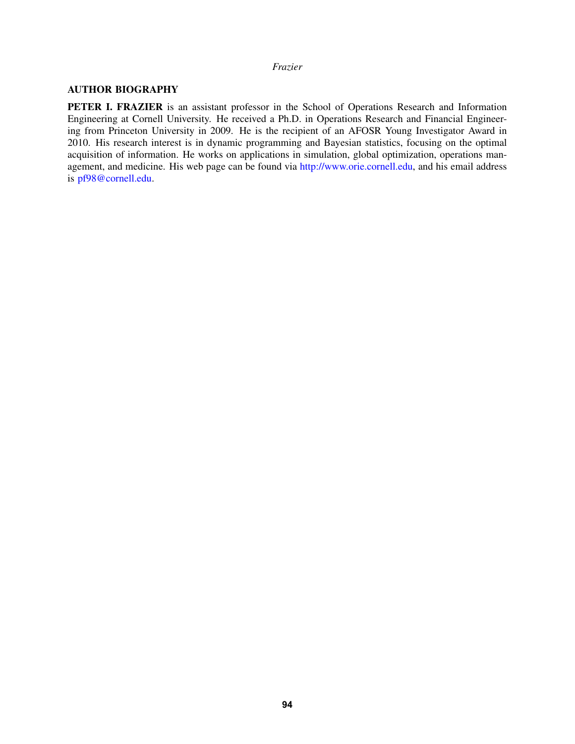## AUTHOR BIOGRAPHY

**PETER I. FRAZIER** is an assistant professor in the School of Operations Research and Information Engineering at Cornell University. He received a Ph.D. in Operations Research and Financial Engineering from Princeton University in 2009. He is the recipient of an AFOSR Young Investigator Award in 2010. His research interest is in dynamic programming and Bayesian statistics, focusing on the optimal acquisition of information. He works on applications in simulation, global optimization, operations management, and medicine. His web page can be found via http://www.orie.cornell.edu, and his email address is pf98@cornell.edu.